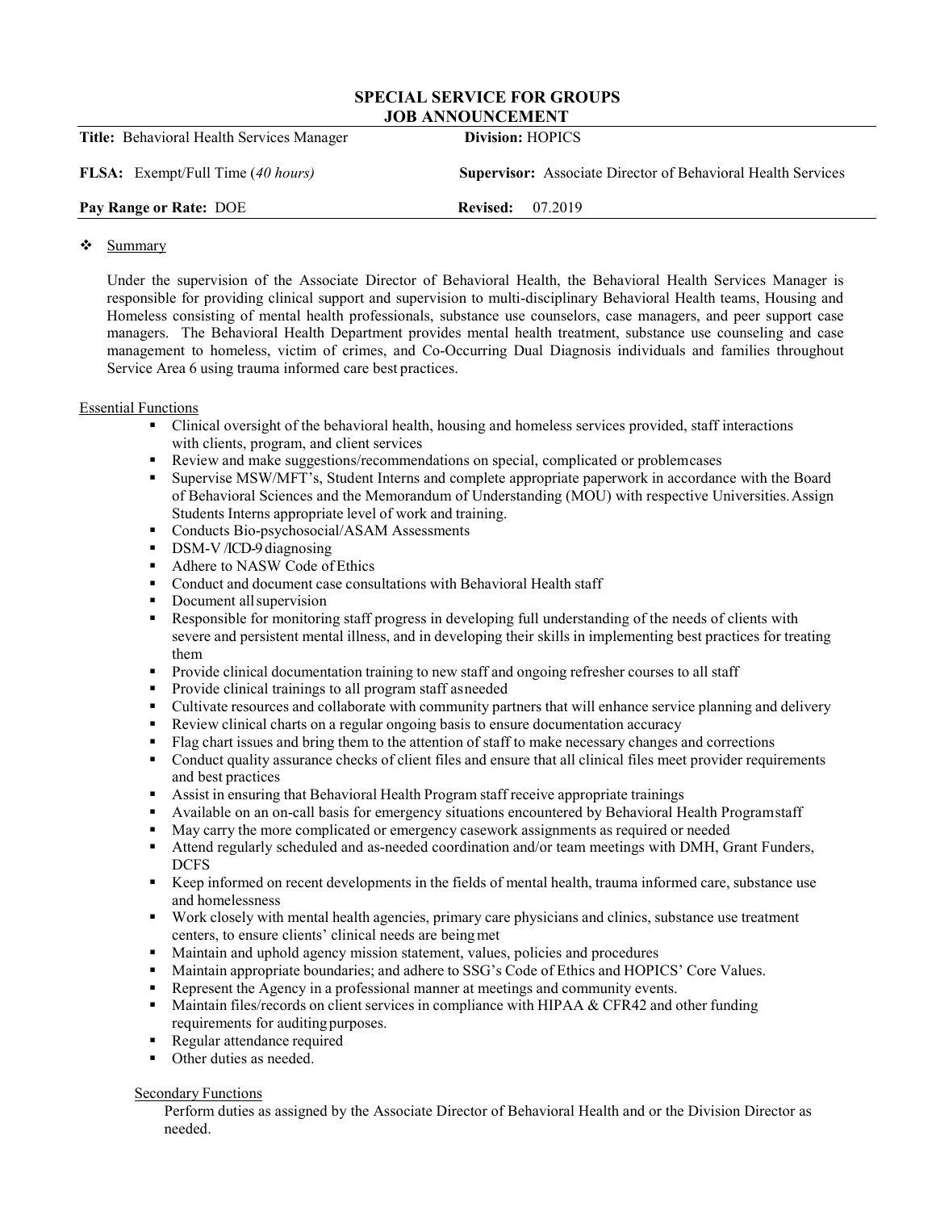# SPECIAL SERVICE FOR GROUPS
## JOB ANNOUNCEMENT

| | |
|---|---|
| **Title:** Behavioral Health Services Manager | **Division:** HOPICS |
| **FLSA:** Exempt/Full Time (*40 hours*) | **Supervisor:** Associate Director of Behavioral Health Services |
| **Pay Range or Rate:** DOE | **Revised:** 07.2019 |

❖ Summary

Under the supervision of the Associate Director of Behavioral Health, the Behavioral Health Services Manager is responsible for providing clinical support and supervision to multi-disciplinary Behavioral Health teams, Housing and Homeless consisting of mental health professionals, substance use counselors, case managers, and peer support case managers. The Behavioral Health Department provides mental health treatment, substance use counseling and case management to homeless, victim of crimes, and Co-Occurring Dual Diagnosis individuals and families throughout Service Area 6 using trauma informed care best practices.

Essential Functions

- Clinical oversight of the behavioral health, housing and homeless services provided, staff interactions with clients, program, and client services
- Review and make suggestions/recommendations on special, complicated or problem cases
- Supervise MSW/MFT's, Student Interns and complete appropriate paperwork in accordance with the Board of Behavioral Sciences and the Memorandum of Understanding (MOU) with respective Universities. Assign Students Interns appropriate level of work and training.
- Conducts Bio-psychosocial/ASAM Assessments
- DSM-V /ICD-9 diagnosing
- Adhere to NASW Code of Ethics
- Conduct and document case consultations with Behavioral Health staff
- Document all supervision
- Responsible for monitoring staff progress in developing full understanding of the needs of clients with severe and persistent mental illness, and in developing their skills in implementing best practices for treating them
- Provide clinical documentation training to new staff and ongoing refresher courses to all staff
- Provide clinical trainings to all program staff as needed
- Cultivate resources and collaborate with community partners that will enhance service planning and delivery
- Review clinical charts on a regular ongoing basis to ensure documentation accuracy
- Flag chart issues and bring them to the attention of staff to make necessary changes and corrections
- Conduct quality assurance checks of client files and ensure that all clinical files meet provider requirements and best practices
- Assist in ensuring that Behavioral Health Program staff receive appropriate trainings
- Available on an on-call basis for emergency situations encountered by Behavioral Health Program staff
- May carry the more complicated or emergency casework assignments as required or needed
- Attend regularly scheduled and as-needed coordination and/or team meetings with DMH, Grant Funders, DCFS
- Keep informed on recent developments in the fields of mental health, trauma informed care, substance use and homelessness
- Work closely with mental health agencies, primary care physicians and clinics, substance use treatment centers, to ensure clients' clinical needs are being met
- Maintain and uphold agency mission statement, values, policies and procedures
- Maintain appropriate boundaries; and adhere to SSG's Code of Ethics and HOPICS' Core Values.
- Represent the Agency in a professional manner at meetings and community events.
- Maintain files/records on client services in compliance with HIPAA & CFR42 and other funding requirements for auditing purposes.
- Regular attendance required
- Other duties as needed.

Secondary Functions

Perform duties as assigned by the Associate Director of Behavioral Health and or the Division Director as needed.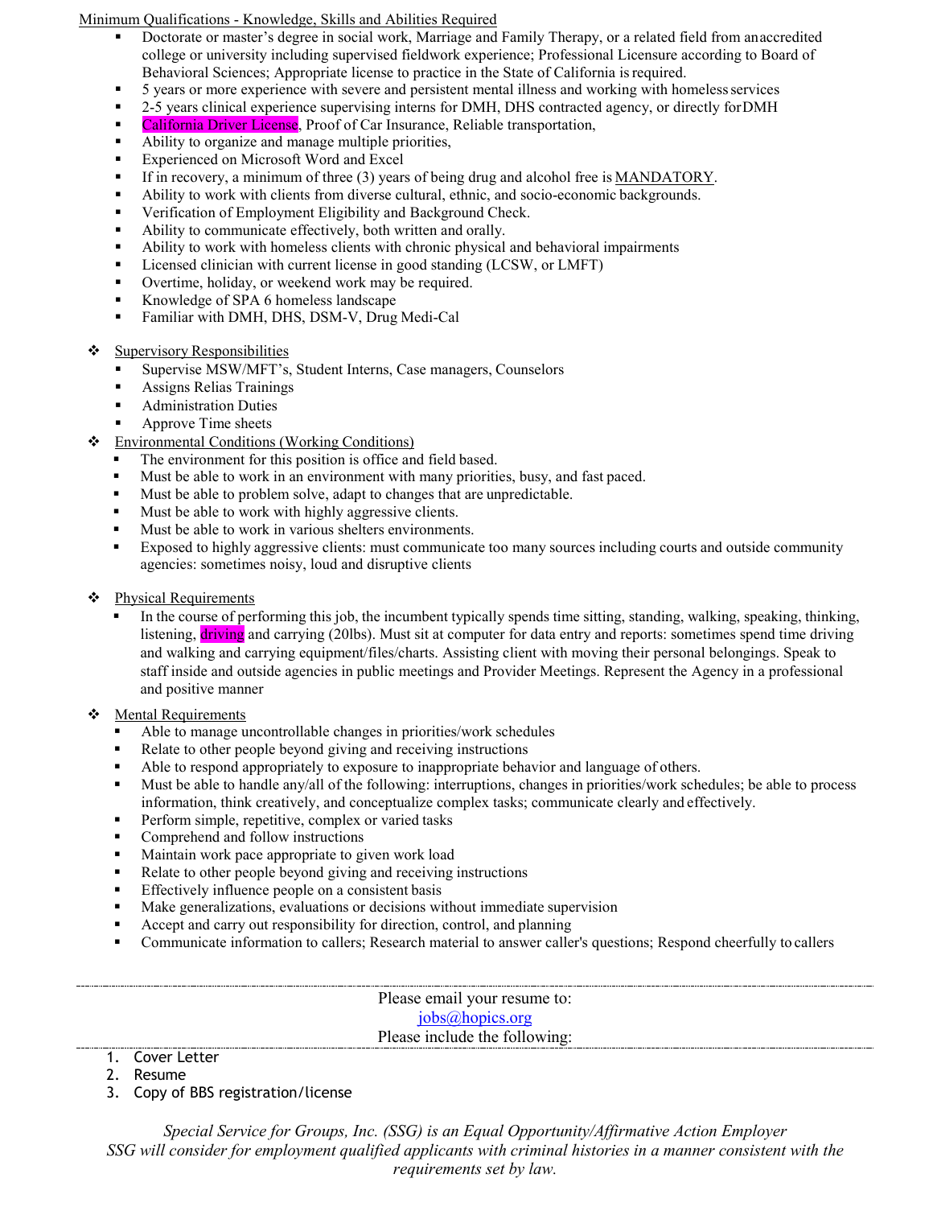Minimum Qualifications - Knowledge, Skills and Abilities Required

- Doctorate or master's degree in social work, Marriage and Family Therapy, or a related field from anaccredited college or university including supervised fieldwork experience; Professional Licensure according to Board of Behavioral Sciences; Appropriate license to practice in the State of California is required.
- 5 years or more experience with severe and persistent mental illness and working with homeless services
- 2-5 years clinical experience supervising interns for DMH, DHS contracted agency, or directly forDMH
- California Driver License, Proof of Car Insurance, Reliable transportation,
- Ability to organize and manage multiple priorities,
- Experienced on Microsoft Word and Excel
- If in recovery, a minimum of three (3) years of being drug and alcohol free is MANDATORY.
- Ability to work with clients from diverse cultural, ethnic, and socio-economic backgrounds.
- Verification of Employment Eligibility and Background Check.
- Ability to communicate effectively, both written and orally.
- Ability to work with homeless clients with chronic physical and behavioral impairments
- Licensed clinician with current license in good standing (LCSW, or LMFT)
- Overtime, holiday, or weekend work may be required.
- Knowledge of SPA 6 homeless landscape
- Familiar with DMH, DHS, DSM-V, Drug Medi-Cal

- Supervisory Responsibilities
  - Supervise MSW/MFT's, Student Interns, Case managers, Counselors
  - Assigns Relias Trainings
  - Administration Duties
  - Approve Time sheets
- Environmental Conditions (Working Conditions)
  - The environment for this position is office and field based.
  - Must be able to work in an environment with many priorities, busy, and fast paced.
  - Must be able to problem solve, adapt to changes that are unpredictable.
  - Must be able to work with highly aggressive clients.
  - Must be able to work in various shelters environments.
  - Exposed to highly aggressive clients: must communicate too many sources including courts and outside community agencies: sometimes noisy, loud and disruptive clients

- Physical Requirements
  - In the course of performing this job, the incumbent typically spends time sitting, standing, walking, speaking, thinking, listening, driving and carrying (20lbs). Must sit at computer for data entry and reports: sometimes spend time driving and walking and carrying equipment/files/charts. Assisting client with moving their personal belongings. Speak to staff inside and outside agencies in public meetings and Provider Meetings. Represent the Agency in a professional and positive manner

- Mental Requirements
  - Able to manage uncontrollable changes in priorities/work schedules
  - Relate to other people beyond giving and receiving instructions
  - Able to respond appropriately to exposure to inappropriate behavior and language of others.
  - Must be able to handle any/all of the following: interruptions, changes in priorities/work schedules; be able to process information, think creatively, and conceptualize complex tasks; communicate clearly and effectively.
  - Perform simple, repetitive, complex or varied tasks
  - Comprehend and follow instructions
  - Maintain work pace appropriate to given work load
  - Relate to other people beyond giving and receiving instructions
  - Effectively influence people on a consistent basis
  - Make generalizations, evaluations or decisions without immediate supervision
  - Accept and carry out responsibility for direction, control, and planning
  - Communicate information to callers; Research material to answer caller's questions; Respond cheerfully to callers

---

Please email your resume to:
jobs@hopics.org
Please include the following:

---

1. Cover Letter
2. Resume
3. Copy of BBS registration/license

*Special Service for Groups, Inc. (SSG) is an Equal Opportunity/Affirmative Action Employer*
*SSG will consider for employment qualified applicants with criminal histories in a manner consistent with the requirements set by law.*